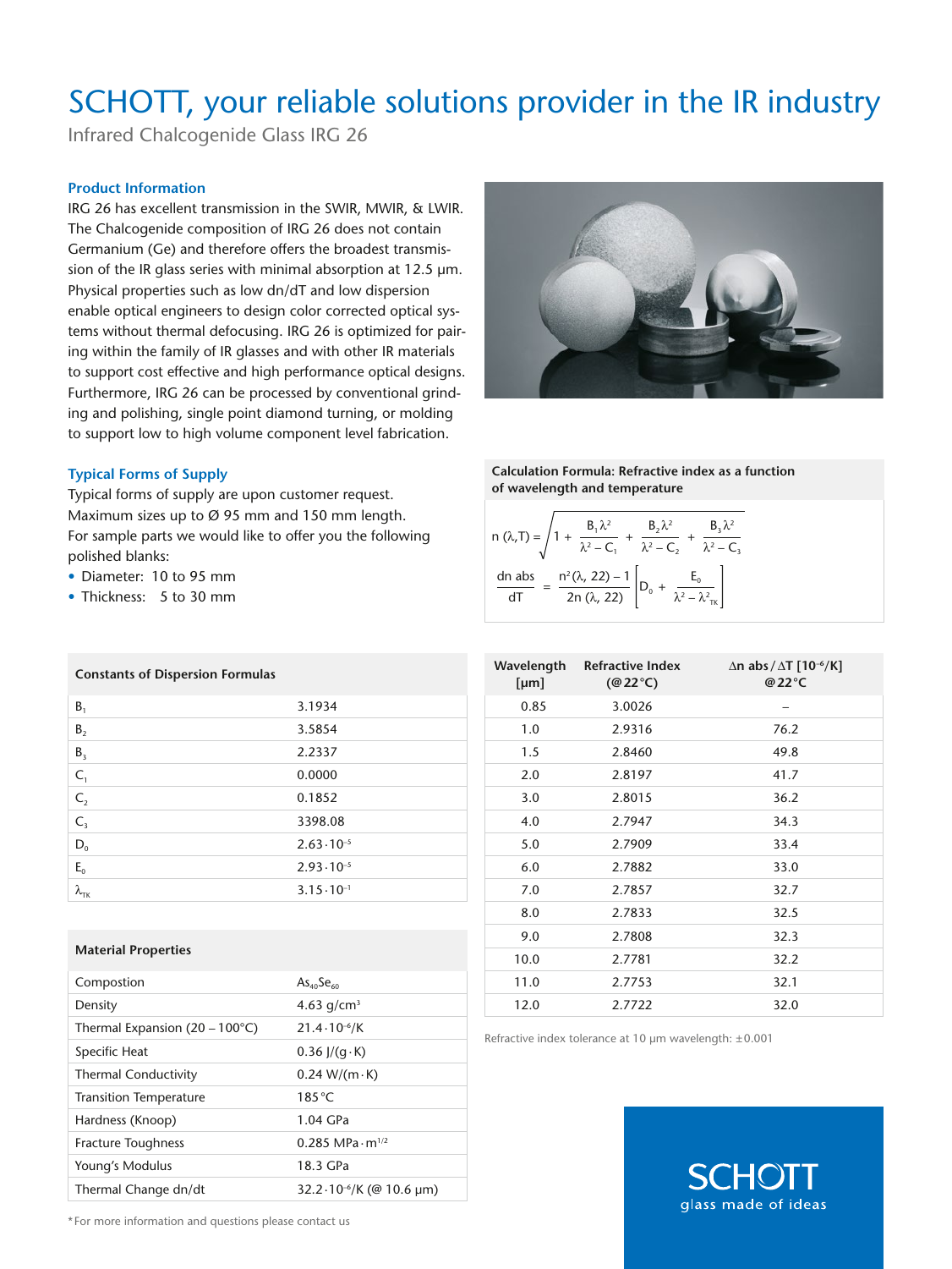# SCHOTT, your reliable solutions provider in the IR industry

Infrared Chalcogenide Glass IRG 26

### Product Information

IRG 26 has excellent transmission in the SWIR, MWIR, & LWIR. The Chalcogenide composition of IRG 26 does not contain Germanium (Ge) and therefore offers the broadest transmission of the IR glass series with minimal absorption at 12.5 µm. Physical properties such as low dn/dT and low dispersion enable optical engineers to design color corrected optical systems without thermal defocusing. IRG 26 is optimized for pairing within the family of IR glasses and with other IR materials to support cost effective and high performance optical designs. Furthermore, IRG 26 can be processed by conventional grinding and polishing, single point diamond turning, or molding to support low to high volume component level fabrication.

### Typical Forms of Supply

Typical forms of supply are upon customer request. Maximum sizes up to Ø 95 mm and 150 mm length. For sample parts we would like to offer you the following polished blanks:

- Diameter: 10 to 95 mm
- Thickness: 5 to 30 mm

### Calculation Formula: Refractive index as a function of wavelength and temperature

$$n(\lambda, T) = \sqrt{1 + \frac{B_1 \lambda^2}{\lambda^2 - C_1} + \frac{B_2 \lambda^2}{\lambda^2 - C_2} + \frac{B_3 \lambda^2}{\lambda^2 - C_3}}$$

$$\frac{dn\ abs}{dT} = \frac{n^2(\lambda, 22) - 1}{2n(\lambda, 22)} \left[ D_0 + \frac{E_0}{\lambda^2 - \lambda_{TK}^2} \right]$$

| Constants of Dispersion Formulas | |
|---|---|
| $B_1$ | 3.1934 |
| $B_2$ | 3.5854 |
| $B_3$ | 2.2337 |
| $C_1$ | 0.0000 |
| $C_2$ | 0.1852 |
| $C_3$ | 3398.08 |
| $D_0$ | $2.63 \cdot 10^{-5}$ |
| $E_0$ | $2.93 \cdot 10^{-5}$ |
| $\lambda_{TK}$ | $3.15 \cdot 10^{-1}$ |

| Material Properties | |
|---|---|
| Compostion | $As_{40}Se_{60}$ |
| Density | 4.63 g/cm³ |
| Thermal Expansion (20 – 100°C) | $21.4 \cdot 10^{-6}$/K |
| Specific Heat | 0.36 J/(g·K) |
| Thermal Conductivity | 0.24 W/(m·K) |
| Transition Temperature | 185°C |
| Hardness (Knoop) | 1.04 GPa |
| Fracture Toughness | 0.285 MPa·m$^{1/2}$ |
| Young's Modulus | 18.3 GPa |
| Thermal Change dn/dt | $32.2 \cdot 10^{-6}$/K (@ 10.6 µm) |

| Wavelength [µm] | Refractive Index (@22°C) | $\Delta n\ abs / \Delta T$ [$10^{-6}$/K] @22°C |
|---|---|---|
| 0.85 | 3.0026 | – |
| 1.0 | 2.9316 | 76.2 |
| 1.5 | 2.8460 | 49.8 |
| 2.0 | 2.8197 | 41.7 |
| 3.0 | 2.8015 | 36.2 |
| 4.0 | 2.7947 | 34.3 |
| 5.0 | 2.7909 | 33.4 |
| 6.0 | 2.7882 | 33.0 |
| 7.0 | 2.7857 | 32.7 |
| 8.0 | 2.7833 | 32.5 |
| 9.0 | 2.7808 | 32.3 |
| 10.0 | 2.7781 | 32.2 |
| 11.0 | 2.7753 | 32.1 |
| 12.0 | 2.7722 | 32.0 |

Refractive index tolerance at 10 µm wavelength: ±0.001

*For more information and questions please contact us

SCHOTT
glass made of ideas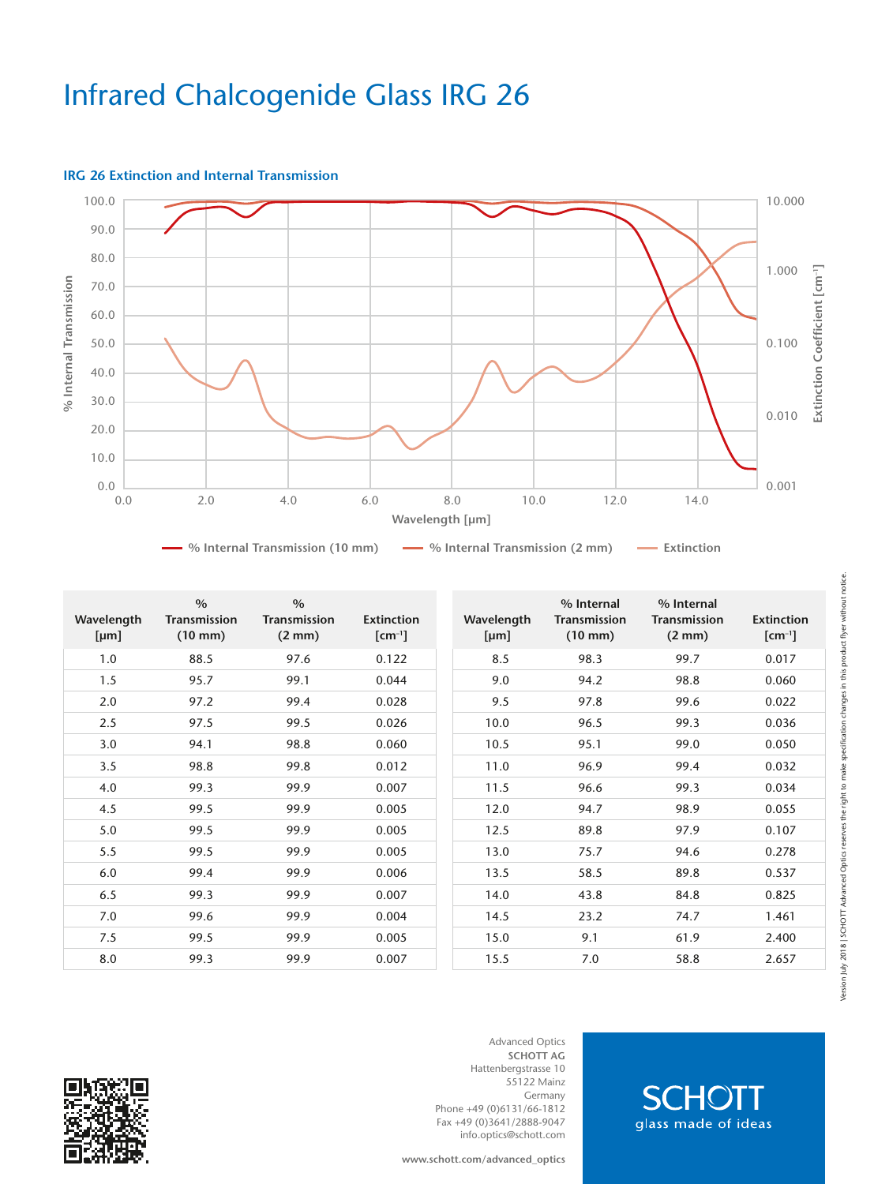# Infrared Chalcogenide Glass IRG 26

## IRG 26 Extinction and Internal Transmission

% Internal Transmission

100.0
90.0
80.0
70.0
60.0
50.0
40.0
30.0
20.0
10.0
0.0

Extinction Coefficient [cm⁻¹]

10.000
1.000
0.100
0.010
0.001

0.0 2.0 4.0 6.0 8.0 10.0 12.0 14.0

Wavelength [µm]

% Internal Transmission (10 mm)
% Internal Transmission (2 mm)
Extinction

| Wavelength [µm] | % Transmission (10 mm) | % Transmission (2 mm) | Extinction [cm⁻¹] |
|---|---|---|---|
| 1.0 | 88.5 | 97.6 | 0.122 |
| 1.5 | 95.7 | 99.1 | 0.044 |
| 2.0 | 97.2 | 99.4 | 0.028 |
| 2.5 | 97.5 | 99.5 | 0.026 |
| 3.0 | 94.1 | 98.8 | 0.060 |
| 3.5 | 98.8 | 99.8 | 0.012 |
| 4.0 | 99.3 | 99.9 | 0.007 |
| 4.5 | 99.5 | 99.9 | 0.005 |
| 5.0 | 99.5 | 99.9 | 0.005 |
| 5.5 | 99.5 | 99.9 | 0.005 |
| 6.0 | 99.4 | 99.9 | 0.006 |
| 6.5 | 99.3 | 99.9 | 0.007 |
| 7.0 | 99.6 | 99.9 | 0.004 |
| 7.5 | 99.5 | 99.9 | 0.005 |
| 8.0 | 99.3 | 99.9 | 0.007 |

| Wavelength [µm] | % Internal Transmission (10 mm) | % Internal Transmission (2 mm) | Extinction [cm⁻¹] |
|---|---|---|---|
| 8.5 | 98.3 | 99.7 | 0.017 |
| 9.0 | 94.2 | 98.8 | 0.060 |
| 9.5 | 97.8 | 99.6 | 0.022 |
| 10.0 | 96.5 | 99.3 | 0.036 |
| 10.5 | 95.1 | 99.0 | 0.050 |
| 11.0 | 96.9 | 99.4 | 0.032 |
| 11.5 | 96.6 | 99.3 | 0.034 |
| 12.0 | 94.7 | 98.9 | 0.055 |
| 12.5 | 89.8 | 97.9 | 0.107 |
| 13.0 | 75.7 | 94.6 | 0.278 |
| 13.5 | 58.5 | 89.8 | 0.537 |
| 14.0 | 43.8 | 84.8 | 0.825 |
| 14.5 | 23.2 | 74.7 | 1.461 |
| 15.0 | 9.1 | 61.9 | 2.400 |
| 15.5 | 7.0 | 58.8 | 2.657 |

Version July 2018 | SCHOTT Advanced Optics reserves the right to make specification changes in this product flyer without notice.

Advanced Optics
**SCHOTT AG**
Hattenbergstrasse 10
55122 Mainz
Germany
Phone +49 (0)6131/66-1812
Fax +49 (0)3641/2888-9047
info.optics@schott.com

**www.schott.com/advanced_optics**

SCHOTT
glass made of ideas